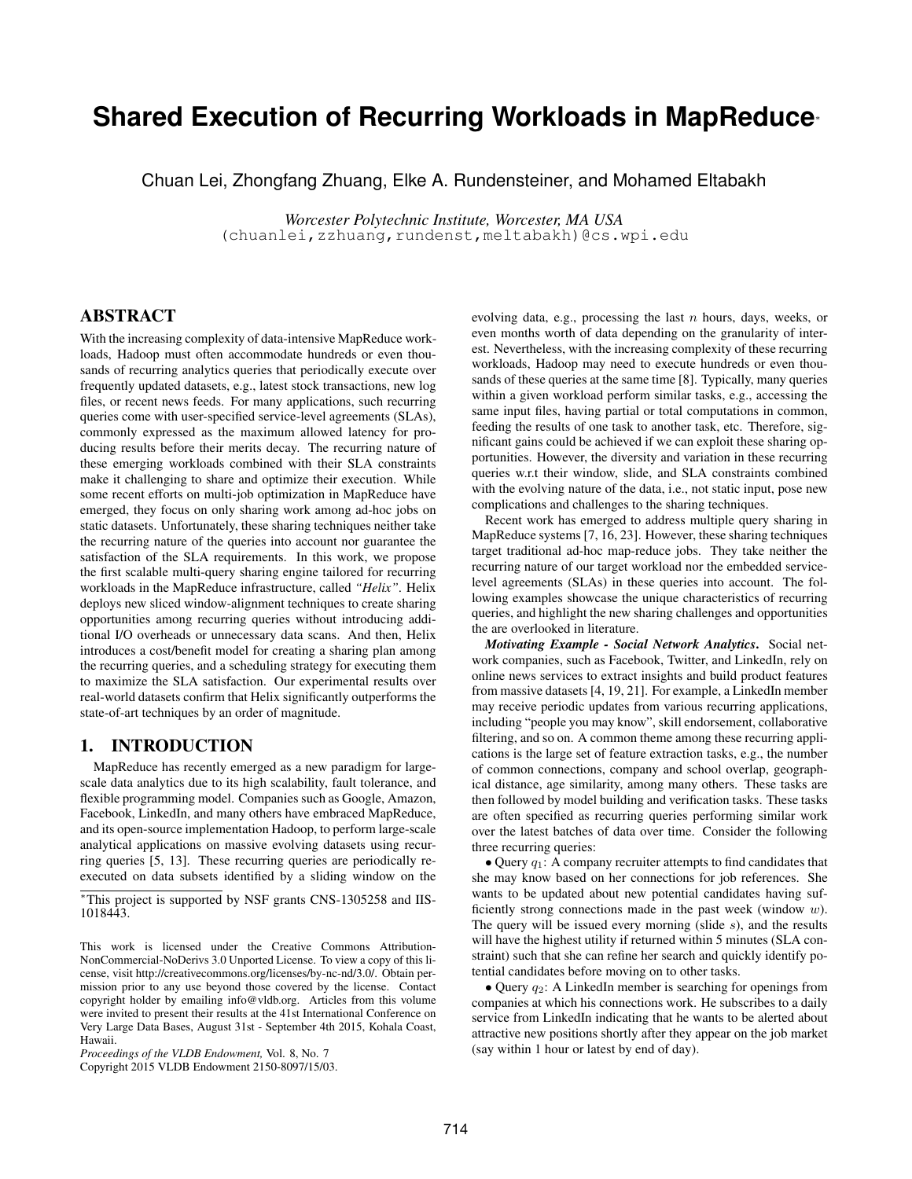# Shared Execution of Recurring Workloads in MapReduce*

Chuan Lei, Zhongfang Zhuang, Elke A. Rundensteiner, and Mohamed Eltabakh

*Worcester Polytechnic Institute, Worcester, MA USA*
(chuanlei,zzhuang,rundenst,meltabakh)@cs.wpi.edu

## ABSTRACT

With the increasing complexity of data-intensive MapReduce workloads, Hadoop must often accommodate hundreds or even thousands of recurring analytics queries that periodically execute over frequently updated datasets, e.g., latest stock transactions, new log files, or recent news feeds. For many applications, such recurring queries come with user-specified service-level agreements (SLAs), commonly expressed as the maximum allowed latency for producing results before their merits decay. The recurring nature of these emerging workloads combined with their SLA constraints make it challenging to share and optimize their execution. While some recent efforts on multi-job optimization in MapReduce have emerged, they focus on only sharing work among ad-hoc jobs on static datasets. Unfortunately, these sharing techniques neither take the recurring nature of the queries into account nor guarantee the satisfaction of the SLA requirements. In this work, we propose the first scalable multi-query sharing engine tailored for recurring workloads in the MapReduce infrastructure, called *"Helix"*. Helix deploys new sliced window-alignment techniques to create sharing opportunities among recurring queries without introducing additional I/O overheads or unnecessary data scans. And then, Helix introduces a cost/benefit model for creating a sharing plan among the recurring queries, and a scheduling strategy for executing them to maximize the SLA satisfaction. Our experimental results over real-world datasets confirm that Helix significantly outperforms the state-of-art techniques by an order of magnitude.

## 1. INTRODUCTION

MapReduce has recently emerged as a new paradigm for large-scale data analytics due to its high scalability, fault tolerance, and flexible programming model. Companies such as Google, Amazon, Facebook, LinkedIn, and many others have embraced MapReduce, and its open-source implementation Hadoop, to perform large-scale analytical applications on massive evolving datasets using recurring queries [5, 13]. These recurring queries are periodically re-executed on data subsets identified by a sliding window on the evolving data, e.g., processing the last $n$ hours, days, weeks, or even months worth of data depending on the granularity of interest. Nevertheless, with the increasing complexity of these recurring workloads, Hadoop may need to execute hundreds or even thousands of these queries at the same time [8]. Typically, many queries within a given workload perform similar tasks, e.g., accessing the same input files, having partial or total computations in common, feeding the results of one task to another task, etc. Therefore, significant gains could be achieved if we can exploit these sharing opportunities. However, the diversity and variation in these recurring queries w.r.t their window, slide, and SLA constraints combined with the evolving nature of the data, i.e., not static input, pose new complications and challenges to the sharing techniques.

Recent work has emerged to address multiple query sharing in MapReduce systems [7, 16, 23]. However, these sharing techniques target traditional ad-hoc map-reduce jobs. They take neither the recurring nature of our target workload nor the embedded service-level agreements (SLAs) in these queries into account. The following examples showcase the unique characteristics of recurring queries, and highlight the new sharing challenges and opportunities the are overlooked in literature.

***Motivating Example - Social Network Analytics.*** Social network companies, such as Facebook, Twitter, and LinkedIn, rely on online news services to extract insights and build product features from massive datasets [4, 19, 21]. For example, a LinkedIn member may receive periodic updates from various recurring applications, including "people you may know", skill endorsement, collaborative filtering, and so on. A common theme among these recurring applications is the large set of feature extraction tasks, e.g., the number of common connections, company and school overlap, geographical distance, age similarity, among many others. These tasks are then followed by model building and verification tasks. These tasks are often specified as recurring queries performing similar work over the latest batches of data over time. Consider the following three recurring queries:

- Query $q_1$: A company recruiter attempts to find candidates that she may know based on her connections for job references. She wants to be updated about new potential candidates having sufficiently strong connections made in the past week (window $w$). The query will be issued every morning (slide $s$), and the results will have the highest utility if returned within 5 minutes (SLA constraint) such that she can refine her search and quickly identify potential candidates before moving on to other tasks.
- Query $q_2$: A LinkedIn member is searching for openings from companies at which his connections work. He subscribes to a daily service from LinkedIn indicating that he wants to be alerted about attractive new positions shortly after they appear on the job market (say within 1 hour or latest by end of day).

*This project is supported by NSF grants CNS-1305258 and IIS-1018443.

This work is licensed under the Creative Commons Attribution-NonCommercial-NoDerivs 3.0 Unported License. To view a copy of this license, visit http://creativecommons.org/licenses/by-nc-nd/3.0/. Obtain permission prior to any use beyond those covered by the license. Contact copyright holder by emailing info@vldb.org. Articles from this volume were invited to present their results at the 41st International Conference on Very Large Data Bases, August 31st - September 4th 2015, Kohala Coast, Hawaii.
*Proceedings of the VLDB Endowment,* Vol. 8, No. 7
Copyright 2015 VLDB Endowment 2150-8097/15/03.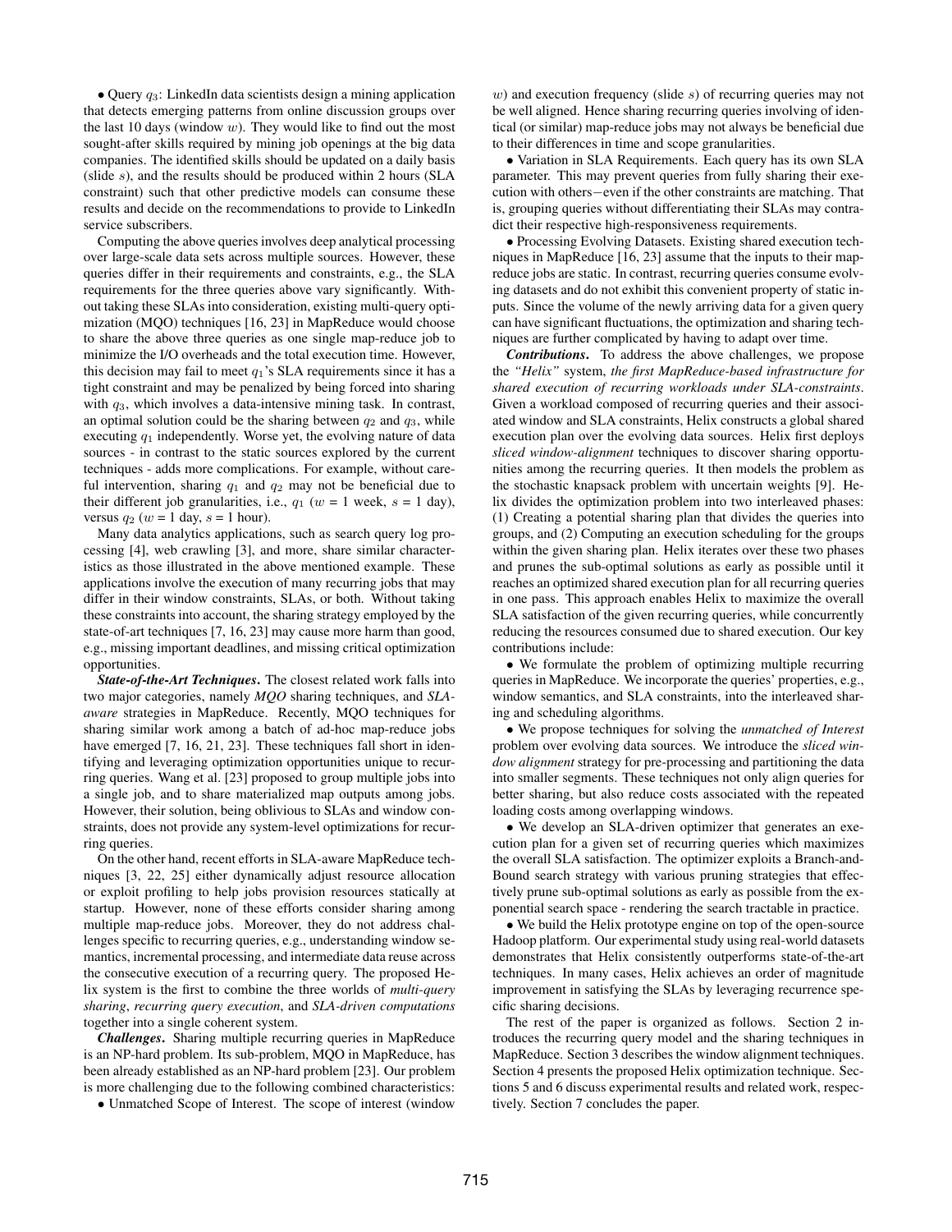• Query $q_3$: LinkedIn data scientists design a mining application that detects emerging patterns from online discussion groups over the last 10 days (window $w$). They would like to find out the most sought-after skills required by mining job openings at the big data companies. The identified skills should be updated on a daily basis (slide $s$), and the results should be produced within 2 hours (SLA constraint) such that other predictive models can consume these results and decide on the recommendations to provide to LinkedIn service subscribers.

Computing the above queries involves deep analytical processing over large-scale data sets across multiple sources. However, these queries differ in their requirements and constraints, e.g., the SLA requirements for the three queries above vary significantly. Without taking these SLAs into consideration, existing multi-query optimization (MQO) techniques [16, 23] in MapReduce would choose to share the above three queries as one single map-reduce job to minimize the I/O overheads and the total execution time. However, this decision may fail to meet $q_1$'s SLA requirements since it has a tight constraint and may be penalized by being forced into sharing with $q_3$, which involves a data-intensive mining task. In contrast, an optimal solution could be the sharing between $q_2$ and $q_3$, while executing $q_1$ independently. Worse yet, the evolving nature of data sources - in contrast to the static sources explored by the current techniques - adds more complications. For example, without careful intervention, sharing $q_1$ and $q_2$ may not be beneficial due to their different job granularities, i.e., $q_1$ ($w$ = 1 week, $s$ = 1 day), versus $q_2$ ($w$ = 1 day, $s$ = 1 hour).

Many data analytics applications, such as search query log processing [4], web crawling [3], and more, share similar characteristics as those illustrated in the above mentioned example. These applications involve the execution of many recurring jobs that may differ in their window constraints, SLAs, or both. Without taking these constraints into account, the sharing strategy employed by the state-of-art techniques [7, 16, 23] may cause more harm than good, e.g., missing important deadlines, and missing critical optimization opportunities.

***State-of-the-Art Techniques.*** The closest related work falls into two major categories, namely *MQO* sharing techniques, and *SLA-aware* strategies in MapReduce. Recently, MQO techniques for sharing similar work among a batch of ad-hoc map-reduce jobs have emerged [7, 16, 21, 23]. These techniques fall short in identifying and leveraging optimization opportunities unique to recurring queries. Wang et al. [23] proposed to group multiple jobs into a single job, and to share materialized map outputs among jobs. However, their solution, being oblivious to SLAs and window constraints, does not provide any system-level optimizations for recurring queries.

On the other hand, recent efforts in SLA-aware MapReduce techniques [3, 22, 25] either dynamically adjust resource allocation or exploit profiling to help jobs provision resources statically at startup. However, none of these efforts consider sharing among multiple map-reduce jobs. Moreover, they do not address challenges specific to recurring queries, e.g., understanding window semantics, incremental processing, and intermediate data reuse across the consecutive execution of a recurring query. The proposed Helix system is the first to combine the three worlds of *multi-query sharing*, *recurring query execution*, and *SLA-driven computations* together into a single coherent system.

***Challenges.*** Sharing multiple recurring queries in MapReduce is an NP-hard problem. Its sub-problem, MQO in MapReduce, has been already established as an NP-hard problem [23]. Our problem is more challenging due to the following combined characteristics:

• Unmatched Scope of Interest. The scope of interest (window $w$) and execution frequency (slide $s$) of recurring queries may not be well aligned. Hence sharing recurring queries involving of identical (or similar) map-reduce jobs may not always be beneficial due to their differences in time and scope granularities.

• Variation in SLA Requirements. Each query has its own SLA parameter. This may prevent queries from fully sharing their execution with others−even if the other constraints are matching. That is, grouping queries without differentiating their SLAs may contradict their respective high-responsiveness requirements.

• Processing Evolving Datasets. Existing shared execution techniques in MapReduce [16, 23] assume that the inputs to their map-reduce jobs are static. In contrast, recurring queries consume evolving datasets and do not exhibit this convenient property of static inputs. Since the volume of the newly arriving data for a given query can have significant fluctuations, the optimization and sharing techniques are further complicated by having to adapt over time.

***Contributions.*** To address the above challenges, we propose the *"Helix"* system, *the first MapReduce-based infrastructure for shared execution of recurring workloads under SLA-constraints*. Given a workload composed of recurring queries and their associated window and SLA constraints, Helix constructs a global shared execution plan over the evolving data sources. Helix first deploys *sliced window-alignment* techniques to discover sharing opportunities among the recurring queries. It then models the problem as the stochastic knapsack problem with uncertain weights [9]. Helix divides the optimization problem into two interleaved phases: (1) Creating a potential sharing plan that divides the queries into groups, and (2) Computing an execution scheduling for the groups within the given sharing plan. Helix iterates over these two phases and prunes the sub-optimal solutions as early as possible until it reaches an optimized shared execution plan for all recurring queries in one pass. This approach enables Helix to maximize the overall SLA satisfaction of the given recurring queries, while concurrently reducing the resources consumed due to shared execution. Our key contributions include:

• We formulate the problem of optimizing multiple recurring queries in MapReduce. We incorporate the queries' properties, e.g., window semantics, and SLA constraints, into the interleaved sharing and scheduling algorithms.

• We propose techniques for solving the *unmatched of Interest* problem over evolving data sources. We introduce the *sliced window alignment* strategy for pre-processing and partitioning the data into smaller segments. These techniques not only align queries for better sharing, but also reduce costs associated with the repeated loading costs among overlapping windows.

• We develop an SLA-driven optimizer that generates an execution plan for a given set of recurring queries which maximizes the overall SLA satisfaction. The optimizer exploits a Branch-and-Bound search strategy with various pruning strategies that effectively prune sub-optimal solutions as early as possible from the exponential search space - rendering the search tractable in practice.

• We build the Helix prototype engine on top of the open-source Hadoop platform. Our experimental study using real-world datasets demonstrates that Helix consistently outperforms state-of-the-art techniques. In many cases, Helix achieves an order of magnitude improvement in satisfying the SLAs by leveraging recurrence specific sharing decisions.

The rest of the paper is organized as follows. Section 2 introduces the recurring query model and the sharing techniques in MapReduce. Section 3 describes the window alignment techniques. Section 4 presents the proposed Helix optimization technique. Sections 5 and 6 discuss experimental results and related work, respectively. Section 7 concludes the paper.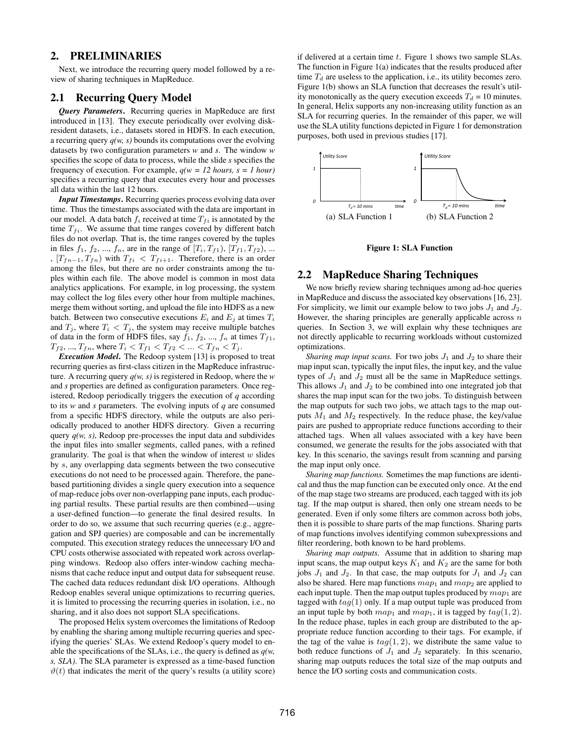## 2. PRELIMINARIES

Next, we introduce the recurring query model followed by a review of sharing techniques in MapReduce.

### 2.1 Recurring Query Model

***Query Parameters***. Recurring queries in MapReduce are first introduced in [13]. They execute periodically over evolving disk-resident datasets, i.e., datasets stored in HDFS. In each execution, a recurring query *q(w, s)* bounds its computations over the evolving datasets by two configuration parameters *w* and *s*. The window *w* specifies the scope of data to process, while the slide *s* specifies the frequency of execution. For example, *q(w = 12 hours, s = 1 hour)* specifies a recurring query that executes every hour and processes all data within the last 12 hours.

***Input Timestamps***. Recurring queries process evolving data over time. Thus the timestamps associated with the data are important in our model. A data batch $f_i$ received at time $T_{fi}$ is annotated by the time $T_{fi}$. We assume that time ranges covered by different batch files do not overlap. That is, the time ranges covered by the tuples in files $f_1$, $f_2$, ..., $f_n$, are in the range of $[T_i, T_{f1})$, $[T_{f1}, T_{f2})$, ... , $[T_{fn-1}, T_{fn})$ with $T_{fi} < T_{fi+1}$. Therefore, there is an order among the files, but there are no order constraints among the tuples within each file. The above model is common in most data analytics applications. For example, in log processing, the system may collect the log files every other hour from multiple machines, merge them without sorting, and upload the file into HDFS as a new batch. Between two consecutive executions $E_i$ and $E_j$ at times $T_i$ and $T_j$, where $T_i < T_j$, the system may receive multiple batches of data in the form of HDFS files, say $f_1$, $f_2$, ..., $f_n$ at times $T_{f1}$, $T_{f2}$, ..., $T_{fn}$, where $T_i < T_{f1} < T_{f2} < ... < T_{fn} < T_j$.

***Execution Model***. The Redoop system [13] is proposed to treat recurring queries as first-class citizen in the MapReduce infrastructure. A recurring query *q(w, s)* is registered in Redoop, where the *w* and *s* properties are defined as configuration parameters. Once registered, Redoop periodically triggers the execution of *q* according to its *w* and *s* parameters. The evolving inputs of *q* are consumed from a specific HDFS directory, while the outputs are also periodically produced to another HDFS directory. Given a recurring query *q(w, s)*, Redoop pre-processes the input data and subdivides the input files into smaller segments, called panes, with a refined granularity. The goal is that when the window of interest $w$ slides by $s$, any overlapping data segments between the two consecutive executions do not need to be processed again. Therefore, the pane-based partitioning divides a single query execution into a sequence of map-reduce jobs over non-overlapping pane inputs, each producing partial results. These partial results are then combined—using a user-defined function—to generate the final desired results. In order to do so, we assume that such recurring queries (e.g., aggregation and SPJ queries) are composable and can be incrementally computed. This execution strategy reduces the unnecessary I/O and CPU costs otherwise associated with repeated work across overlapping windows. Redoop also offers inter-window caching mechanisms that cache reduce input and output data for subsequent reuse. The cached data reduces redundant disk I/O operations. Although Redoop enables several unique optimizations to recurring queries, it is limited to processing the recurring queries in isolation, i.e., no sharing, and it also does not support SLA specifications.

The proposed Helix system overcomes the limitations of Redoop by enabling the sharing among multiple recurring queries and specifying the queries' SLAs. We extend Redoop's query model to enable the specifications of the SLAs, i.e., the query is defined as *q(w, s, SLA)*. The SLA parameter is expressed as a time-based function $\vartheta(t)$ that indicates the merit of the query's results (a utility score) if delivered at a certain time $t$. Figure 1 shows two sample SLAs. The function in Figure 1(a) indicates that the results produced after time $T_d$ are useless to the application, i.e., its utility becomes zero. Figure 1(b) shows an SLA function that decreases the result's utility monotonically as the query execution exceeds $T_d$ = 10 minutes. In general, Helix supports any non-increasing utility function as an SLA for recurring queries. In the remainder of this paper, we will use the SLA utility functions depicted in Figure 1 for demonstration purposes, both used in previous studies [17].

(a) SLA Function 1 (b) SLA Function 2

**Figure 1: SLA Function**

### 2.2 MapReduce Sharing Techniques

We now briefly review sharing techniques among ad-hoc queries in MapReduce and discuss the associated key observations [16, 23]. For simplicity, we limit our example below to two jobs $J_1$ and $J_2$. However, the sharing principles are generally applicable across $n$ queries. In Section 3, we will explain why these techniques are not directly applicable to recurring workloads without customized optimizations.

*Sharing map input scans.* For two jobs $J_1$ and $J_2$ to share their map input scan, typically the input files, the input key, and the value types of $J_1$ and $J_2$ must all be the same in MapReduce settings. This allows $J_1$ and $J_2$ to be combined into one integrated job that shares the map input scan for the two jobs. To distinguish between the map outputs for such two jobs, we attach tags to the map outputs $M_1$ and $M_2$ respectively. In the reduce phase, the key/value pairs are pushed to appropriate reduce functions according to their attached tags. When all values associated with a key have been consumed, we generate the results for the jobs associated with that key. In this scenario, the savings result from scanning and parsing the map input only once.

*Sharing map functions.* Sometimes the map functions are identical and thus the map function can be executed only once. At the end of the map stage two streams are produced, each tagged with its job tag. If the map output is shared, then only one stream needs to be generated. Even if only some filters are common across both jobs, then it is possible to share parts of the map functions. Sharing parts of map functions involves identifying common subexpressions and filter reordering, both known to be hard problems.

*Sharing map outputs.* Assume that in addition to sharing map input scans, the map output keys $K_1$ and $K_2$ are the same for both jobs $J_1$ and $J_2$. In that case, the map outputs for $J_1$ and $J_2$ can also be shared. Here map functions $map_1$ and $map_2$ are applied to each input tuple. Then the map output tuples produced by $map_1$ are tagged with $tag(1)$ only. If a map output tuple was produced from an input tuple by both $map_1$ and $map_1$, it is tagged by $tag(1, 2)$. In the reduce phase, tuples in each group are distributed to the appropriate reduce function according to their tags. For example, if the tag of the value is $tag(1, 2)$, we distribute the same value to both reduce functions of $J_1$ and $J_2$ separately. In this scenario, sharing map outputs reduces the total size of the map outputs and hence the I/O sorting costs and communication costs.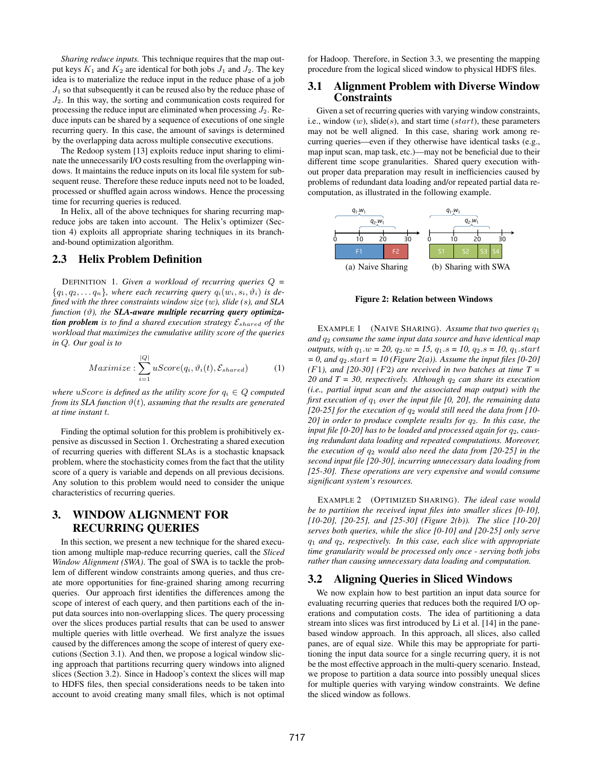*Sharing reduce inputs.* This technique requires that the map output keys $K_1$ and $K_2$ are identical for both jobs $J_1$ and $J_2$. The key idea is to materialize the reduce input in the reduce phase of a job $J_1$ so that subsequently it can be reused also by the reduce phase of $J_2$. In this way, the sorting and communication costs required for processing the reduce input are eliminated when processing $J_2$. Reduce inputs can be shared by a sequence of executions of one single recurring query. In this case, the amount of savings is determined by the overlapping data across multiple consecutive executions.

The Redoop system [13] exploits reduce input sharing to eliminate the unnecessarily I/O costs resulting from the overlapping windows. It maintains the reduce inputs on its local file system for subsequent reuse. Therefore these reduce inputs need not to be loaded, processed or shuffled again across windows. Hence the processing time for recurring queries is reduced.

In Helix, all of the above techniques for sharing recurring map-reduce jobs are taken into account. The Helix's optimizer (Section 4) exploits all appropriate sharing techniques in its branch-and-bound optimization algorithm.

## 2.3 Helix Problem Definition

DEFINITION 1. *Given a workload of recurring queries $Q = \{q_1, q_2, \ldots q_n\}$, where each recurring query $q_i(w_i, s_i, \vartheta_i)$ is defined with the three constraints window size ($w$), slide ($s$), and SLA function ($\vartheta$), the* ***SLA-aware multiple recurring query optimization problem*** *is to find a shared execution strategy $\mathcal{E}_{shared}$ of the workload that maximizes the cumulative utility score of the queries in $Q$. Our goal is to*

$$Maximize: \sum_{i=1}^{|Q|} uScore(q_i, \vartheta_i(t), \mathcal{E}_{shared}) \qquad (1)$$

*where $uScore$ is defined as the utility score for $q_i \in Q$ computed from its SLA function $\vartheta(t)$, assuming that the results are generated at time instant $t$.*

Finding the optimal solution for this problem is prohibitively expensive as discussed in Section 1. Orchestrating a shared execution of recurring queries with different SLAs is a stochastic knapsack problem, where the stochasticity comes from the fact that the utility score of a query is variable and depends on all previous decisions. Any solution to this problem would need to consider the unique characteristics of recurring queries.

# 3. WINDOW ALIGNMENT FOR RECURRING QUERIES

In this section, we present a new technique for the shared execution among multiple map-reduce recurring queries, call the *Sliced Window Alignment (SWA)*. The goal of SWA is to tackle the problem of different window constraints among queries, and thus create more opportunities for fine-grained sharing among recurring queries. Our approach first identifies the differences among the scope of interest of each query, and then partitions each of the input data sources into non-overlapping slices. The query processing over the slices produces partial results that can be used to answer multiple queries with little overhead. We first analyze the issues caused by the differences among the scope of interest of query executions (Section 3.1). And then, we propose a logical window slicing approach that partitions recurring query windows into aligned slices (Section 3.2). Since in Hadoop's context the slices will map to HDFS files, then special considerations needs to be taken into account to avoid creating many small files, which is not optimal for Hadoop. Therefore, in Section 3.3, we presenting the mapping procedure from the logical sliced window to physical HDFS files.

## 3.1 Alignment Problem with Diverse Window Constraints

Given a set of recurring queries with varying window constraints, i.e., window ($w$), slide($s$), and start time ($start$), these parameters may not be well aligned. In this case, sharing work among recurring queries—even if they otherwise have identical tasks (e.g., map input scan, map task, etc.)—may not be beneficial due to their different time scope granularities. Shared query execution without proper data preparation may result in inefficiencies caused by problems of redundant data loading and/or repeated partial data recomputation, as illustrated in the following example.

(a) Naive Sharing (b) Sharing with SWA

**Figure 2: Relation between Windows**

EXAMPLE 1 (NAIVE SHARING). *Assume that two queries $q_1$ and $q_2$ consume the same input data source and have identical map outputs, with $q_1.w$ = 20, $q_2.w$ = 15, $q_1.s$ = 10, $q_2.s$ = 10, $q_1.start$ = 0, and $q_2.start$ = 10 (Figure 2(a)). Assume the input files [0-20] ($F1$), and [20-30] ($F2$) are received in two batches at time T = 20 and T = 30, respectively. Although $q_2$ can share its execution (i.e., partial input scan and the associated map output) with the first execution of $q_1$ over the input file [0, 20], the remaining data [20-25] for the execution of $q_2$ would still need the data from [10-20] in order to produce complete results for $q_2$. In this case, the input file [0-20] has to be loaded and processed again for $q_2$, causing redundant data loading and repeated computations. Moreover, the execution of $q_2$ would also need the data from [20-25] in the second input file [20-30], incurring unnecessary data loading from [25-30]. These operations are very expensive and would consume significant system's resources.*

EXAMPLE 2 (OPTIMIZED SHARING). *The ideal case would be to partition the received input files into smaller slices [0-10], [10-20], [20-25], and [25-30] (Figure 2(b)). The slice [10-20] serves both queries, while the slice [0-10] and [20-25] only serve $q_1$ and $q_2$, respectively. In this case, each slice with appropriate time granularity would be processed only once - serving both jobs rather than causing unnecessary data loading and computation.*

## 3.2 Aligning Queries in Sliced Windows

We now explain how to best partition an input data source for evaluating recurring queries that reduces both the required I/O operations and computation costs. The idea of partitioning a data stream into slices was first introduced by Li et al. [14] in the pane-based window approach. In this approach, all slices, also called panes, are of equal size. While this may be appropriate for partitioning the input data source for a single recurring query, it is not be the most effective approach in the multi-query scenario. Instead, we propose to partition a data source into possibly unequal slices for multiple queries with varying window constraints. We define the sliced window as follows.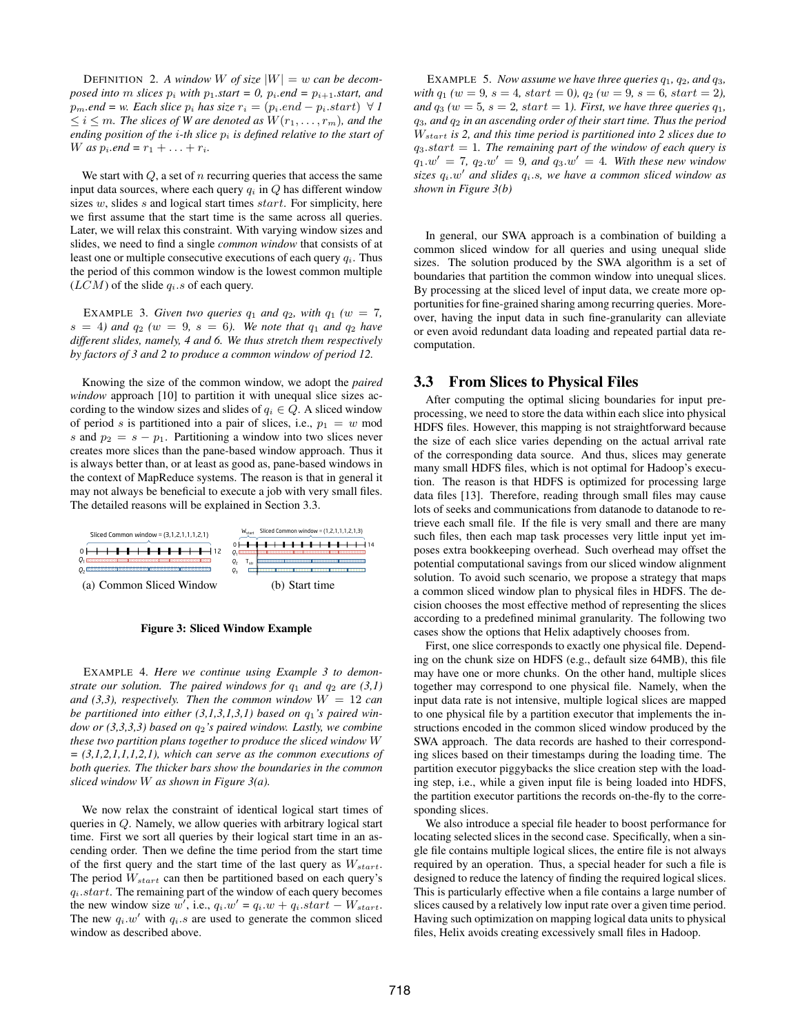DEFINITION 2. *A window $W$ of size $|W| = w$ can be decomposed into $m$ slices $p_i$ with $p_1.start$ = 0, $p_i.end = p_{i+1}.start$, and $p_m.end = w$. Each slice $p_i$ has size $r_i = (p_i.end - p_i.start)$ $\forall$ 1 $\leq i \leq m$. The slices of $W$ are denoted as $W(r_1, \ldots, r_m)$, and the ending position of the $i$-th slice $p_i$ is defined relative to the start of $W$ as $p_i.end = r_1 + \ldots + r_i$.*

We start with $Q$, a set of $n$ recurring queries that access the same input data sources, where each query $q_i$ in $Q$ has different window sizes $w$, slides $s$ and logical start times $start$. For simplicity, here we first assume that the start time is the same across all queries. Later, we will relax this constraint. With varying window sizes and slides, we need to find a single *common window* that consists of at least one or multiple consecutive executions of each query $q_i$. Thus the period of this common window is the lowest common multiple ($LCM$) of the slide $q_i.s$ of each query.

EXAMPLE 3. *Given two queries $q_1$ and $q_2$, with $q_1$ ($w$ = 7, $s$ = 4) and $q_2$ ($w$ = 9, $s$ = 6). We note that $q_1$ and $q_2$ have different slides, namely, 4 and 6. We thus stretch them respectively by factors of 3 and 2 to produce a common window of period 12.*

Knowing the size of the common window, we adopt the *paired window* approach [10] to partition it with unequal slice sizes according to the window sizes and slides of $q_i \in Q$. A sliced window of period $s$ is partitioned into a pair of slices, i.e., $p_1 = w$ mod $s$ and $p_2 = s - p_1$. Partitioning a window into two slices never creates more slices than the pane-based window approach. Thus it is always better than, or at least as good as, pane-based windows in the context of MapReduce systems. The reason is that in general it may not always be beneficial to execute a job with very small files. The detailed reasons will be explained in Section 3.3.

Sliced Common window = (3,1,2,1,1,1,2,1)

0 12

$Q_1$

$Q_2$

(a) Common Sliced Window

$W_{start}$ Sliced Common window = (1,2,1,1,1,2,1,3)

0 14

$Q_1$

$Q_2$ $T_{ob}$

$Q_3$

(b) Start time

**Figure 3: Sliced Window Example**

EXAMPLE 4. *Here we continue using Example 3 to demonstrate our solution. The paired windows for $q_1$ and $q_2$ are (3,1) and (3,3), respectively. Then the common window $W$ = 12 can be partitioned into either (3,1,3,1,3,1) based on $q_1$'s paired window or (3,3,3,3) based on $q_2$'s paired window. Lastly, we combine these two partition plans together to produce the sliced window $W$ = (3,1,2,1,1,1,2,1), which can serve as the common executions of both queries. The thicker bars show the boundaries in the common sliced window $W$ as shown in Figure 3(a).*

We now relax the constraint of identical logical start times of queries in $Q$. Namely, we allow queries with arbitrary logical start time. First we sort all queries by their logical start time in an ascending order. Then we define the time period from the start time of the first query and the start time of the last query as $W_{start}$. The period $W_{start}$ can then be partitioned based on each query's $q_i.start$. The remaining part of the window of each query becomes the new window size $w'$, i.e., $q_i.w' = q_i.w + q_i.start - W_{start}$. The new $q_i.w'$ with $q_i.s$ are used to generate the common sliced window as described above.

EXAMPLE 5. *Now assume we have three queries $q_1$, $q_2$, and $q_3$, with $q_1$ ($w$ = 9, $s$ = 4, $start$ = 0), $q_2$ ($w$ = 9, $s$ = 6, $start$ = 2), and $q_3$ ($w$ = 5, $s$ = 2, $start$ = 1). First, we have three queries $q_1$, $q_3$, and $q_2$ in an ascending order of their start time. Thus the period $W_{start}$ is 2, and this time period is partitioned into 2 slices due to $q_3.start$ = 1. The remaining part of the window of each query is $q_1.w'$ = 7, $q_2.w'$ = 9, and $q_3.w'$ = 4. With these new window sizes $q_i.w'$ and slides $q_i.s$, we have a common sliced window as shown in Figure 3(b)*

In general, our SWA approach is a combination of building a common sliced window for all queries and using unequal slide sizes. The solution produced by the SWA algorithm is a set of boundaries that partition the common window into unequal slices. By processing at the sliced level of input data, we create more opportunities for fine-grained sharing among recurring queries. Moreover, having the input data in such fine-granularity can alleviate or even avoid redundant data loading and repeated partial data recomputation.

## 3.3 From Slices to Physical Files

After computing the optimal slicing boundaries for input preprocessing, we need to store the data within each slice into physical HDFS files. However, this mapping is not straightforward because the size of each slice varies depending on the actual arrival rate of the corresponding data source. And thus, slices may generate many small HDFS files, which is not optimal for Hadoop's execution. The reason is that HDFS is optimized for processing large data files [13]. Therefore, reading through small files may cause lots of seeks and communications from datanode to datanode to retrieve each small file. If the file is very small and there are many such files, then each map task processes very little input yet imposes extra bookkeeping overhead. Such overhead may offset the potential computational savings from our sliced window alignment solution. To avoid such scenario, we propose a strategy that maps a common sliced window plan to physical files in HDFS. The decision chooses the most effective method of representing the slices according to a predefined minimal granularity. The following two cases show the options that Helix adaptively chooses from.

First, one slice corresponds to exactly one physical file. Depending on the chunk size on HDFS (e.g., default size 64MB), this file may have one or more chunks. On the other hand, multiple slices together may correspond to one physical file. Namely, when the input data rate is not intensive, multiple logical slices are mapped to one physical file by a partition executor that implements the instructions encoded in the common sliced window produced by the SWA approach. The data records are hashed to their corresponding slices based on their timestamps during the loading time. The partition executor piggybacks the slice creation step with the loading step, i.e., while a given input file is being loaded into HDFS, the partition executor partitions the records on-the-fly to the corresponding slices.

We also introduce a special file header to boost performance for locating selected slices in the second case. Specifically, when a single file contains multiple logical slices, the entire file is not always required by an operation. Thus, a special header for such a file is designed to reduce the latency of finding the required logical slices. This is particularly effective when a file contains a large number of slices caused by a relatively low input rate over a given time period. Having such optimization on mapping logical data units to physical files, Helix avoids creating excessively small files in Hadoop.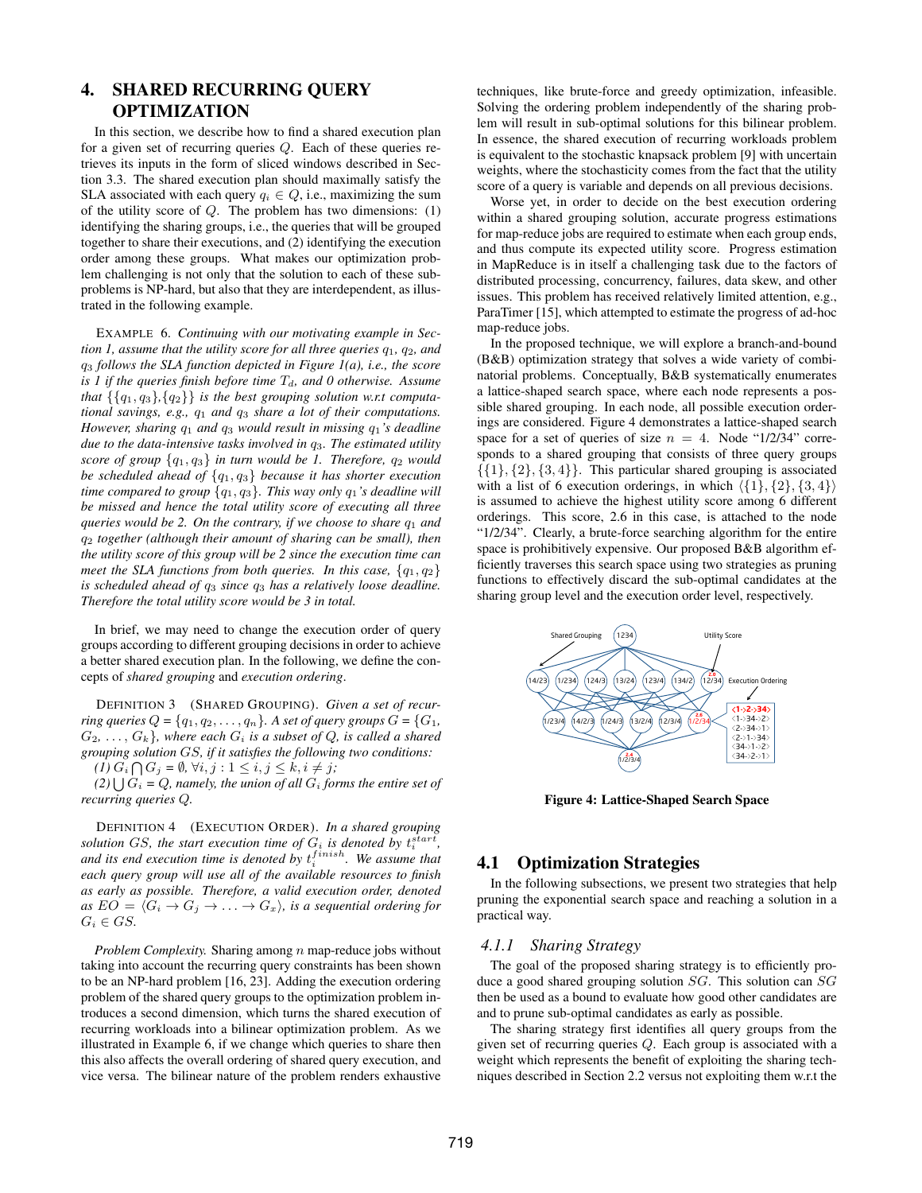## 4. SHARED RECURRING QUERY OPTIMIZATION

In this section, we describe how to find a shared execution plan for a given set of recurring queries $Q$. Each of these queries retrieves its inputs in the form of sliced windows described in Section 3.3. The shared execution plan should maximally satisfy the SLA associated with each query $q_i \in Q$, i.e., maximizing the sum of the utility score of $Q$. The problem has two dimensions: (1) identifying the sharing groups, i.e., the queries that will be grouped together to share their executions, and (2) identifying the execution order among these groups. What makes our optimization problem challenging is not only that the solution to each of these subproblems is NP-hard, but also that they are interdependent, as illustrated in the following example.

EXAMPLE 6. *Continuing with our motivating example in Section 1, assume that the utility score for all three queries $q_1$, $q_2$, and $q_3$ follows the SLA function depicted in Figure 1(a), i.e., the score is 1 if the queries finish before time $T_d$, and 0 otherwise. Assume that $\{\{q_1, q_3\}, \{q_2\}\}$ is the best grouping solution w.r.t computational savings, e.g., $q_1$ and $q_3$ share a lot of their computations. However, sharing $q_1$ and $q_3$ would result in missing $q_1$'s deadline due to the data-intensive tasks involved in $q_3$. The estimated utility score of group $\{q_1, q_3\}$ in turn would be 1. Therefore, $q_2$ would be scheduled ahead of $\{q_1, q_3\}$ because it has shorter execution time compared to group $\{q_1, q_3\}$. This way only $q_1$'s deadline will be missed and hence the total utility score of executing all three queries would be 2. On the contrary, if we choose to share $q_1$ and $q_2$ together (although their amount of sharing can be small), then the utility score of this group will be 2 since the execution time can meet the SLA functions from both queries. In this case, $\{q_1, q_2\}$ is scheduled ahead of $q_3$ since $q_3$ has a relatively loose deadline. Therefore the total utility score would be 3 in total.*

In brief, we may need to change the execution order of query groups according to different grouping decisions in order to achieve a better shared execution plan. In the following, we define the concepts of *shared grouping* and *execution ordering*.

DEFINITION 3 (SHARED GROUPING). *Given a set of recurring queries $Q = \{q_1, q_2, \ldots, q_n\}$. A set of query groups $G = \{G_1, G_2, \ldots, G_k\}$, where each $G_i$ is a subset of Q, is called a shared grouping solution GS, if it satisfies the following two conditions:*
*(1) $G_i \bigcap G_j = \emptyset$, $\forall i, j : 1 \leq i, j \leq k, i \neq j$;*
*(2) $\bigcup G_i = Q$, namely, the union of all $G_i$ forms the entire set of recurring queries $Q$.*

DEFINITION 4 (EXECUTION ORDER). *In a shared grouping solution GS, the start execution time of $G_i$ is denoted by $t_i^{start}$, and its end execution time is denoted by $t_i^{finish}$. We assume that each query group will use all of the available resources to finish as early as possible. Therefore, a valid execution order, denoted as $EO = \langle G_i \rightarrow G_j \rightarrow \ldots \rightarrow G_x \rangle$, is a sequential ordering for $G_i \in GS$.*

*Problem Complexity.* Sharing among $n$ map-reduce jobs without taking into account the recurring query constraints has been shown to be an NP-hard problem [16, 23]. Adding the execution ordering problem of the shared query groups to the optimization problem introduces a second dimension, which turns the shared execution of recurring workloads into a bilinear optimization problem. As we illustrated in Example 6, if we change which queries to share then this also affects the overall ordering of shared query execution, and vice versa. The bilinear nature of the problem renders exhaustive techniques, like brute-force and greedy optimization, infeasible. Solving the ordering problem independently of the sharing problem will result in sub-optimal solutions for this bilinear problem. In essence, the shared execution of recurring workloads problem is equivalent to the stochastic knapsack problem [9] with uncertain weights, where the stochasticity comes from the fact that the utility score of a query is variable and depends on all previous decisions.

Worse yet, in order to decide on the best execution ordering within a shared grouping solution, accurate progress estimations for map-reduce jobs are required to estimate when each group ends, and thus compute its expected utility score. Progress estimation in MapReduce is in itself a challenging task due to the factors of distributed processing, concurrency, failures, data skew, and other issues. This problem has received relatively limited attention, e.g., ParaTimer [15], which attempted to estimate the progress of ad-hoc map-reduce jobs.

In the proposed technique, we will explore a branch-and-bound (B&B) optimization strategy that solves a wide variety of combinatorial problems. Conceptually, B&B systematically enumerates a lattice-shaped search space, where each node represents a possible shared grouping. In each node, all possible execution orderings are considered. Figure 4 demonstrates a lattice-shaped search space for a set of queries of size $n = 4$. Node "1/2/34" corresponds to a shared grouping that consists of three query groups $\{\{1\}, \{2\}, \{3, 4\}\}$. This particular shared grouping is associated with a list of 6 execution orderings, in which $\langle\{1\}, \{2\}, \{3, 4\}\rangle$ is assumed to achieve the highest utility score among 6 different orderings. This score, 2.6 in this case, is attached to the node "1/2/34". Clearly, a brute-force searching algorithm for the entire space is prohibitively expensive. Our proposed B&B algorithm efficiently traverses this search space using two strategies as pruning functions to effectively discard the sub-optimal candidates at the sharing group level and the execution order level, respectively.

**Figure 4: Lattice-Shaped Search Space**

### 4.1 Optimization Strategies

In the following subsections, we present two strategies that help pruning the exponential search space and reaching a solution in a practical way.

#### 4.1.1 Sharing Strategy

The goal of the proposed sharing strategy is to efficiently produce a good shared grouping solution $SG$. This solution can $SG$ then be used as a bound to evaluate how good other candidates are and to prune sub-optimal candidates as early as possible.

The sharing strategy first identifies all query groups from the given set of recurring queries $Q$. Each group is associated with a weight which represents the benefit of exploiting the sharing techniques described in Section 2.2 versus not exploiting them w.r.t the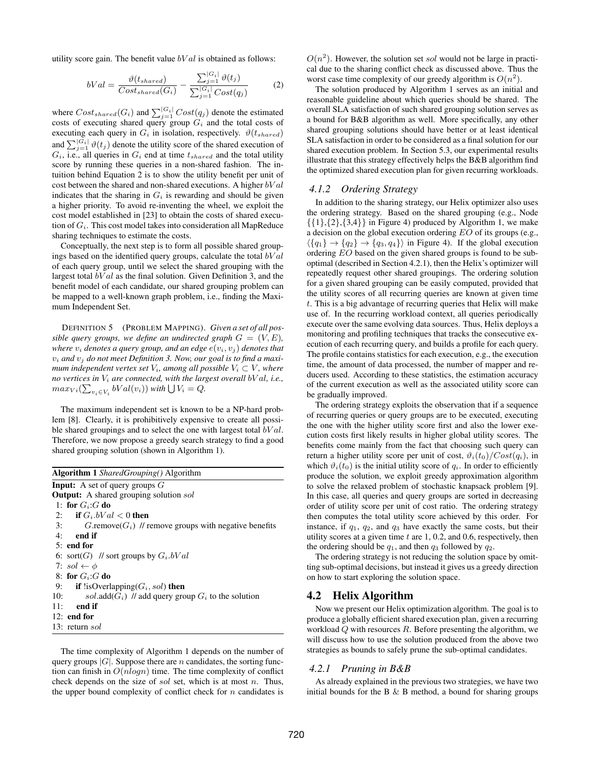utility score gain. The benefit value $bVal$ is obtained as follows:

$$bVal = \frac{\vartheta(t_{shared})}{Cost_{shared}(G_i)} - \frac{\sum_{j=1}^{|G_i|} \vartheta(t_j)}{\sum_{j=1}^{|G_i|} Cost(q_j)} \quad (2)$$

where $Cost_{shared}(G_i)$ and $\sum_{j=1}^{|G_i|} Cost(q_j)$ denote the estimated costs of executing shared query group $G_i$ and the total costs of executing each query in $G_i$ in isolation, respectively. $\vartheta(t_{shared})$ and $\sum_{j=1}^{|G_i|} \vartheta(t_j)$ denote the utility score of the shared execution of $G_i$, i.e., all queries in $G_i$ end at time $t_{shared}$ and the total utility score by running these queries in a non-shared fashion. The intuition behind Equation 2 is to show the utility benefit per unit of cost between the shared and non-shared executions. A higher $bVal$ indicates that the sharing in $G_i$ is rewarding and should be given a higher priority. To avoid re-inventing the wheel, we exploit the cost model established in [23] to obtain the costs of shared execution of $G_i$. This cost model takes into consideration all MapReduce sharing techniques to estimate the costs.

Conceptually, the next step is to form all possible shared groupings based on the identified query groups, calculate the total $bVal$ of each query group, until we select the shared grouping with the largest total $bVal$ as the final solution. Given Definition 3, and the benefit model of each candidate, our shared grouping problem can be mapped to a well-known graph problem, i.e., finding the Maximum Independent Set.

DEFINITION 5 (PROBLEM MAPPING). *Given a set of all possible query groups, we define an undirected graph $G = (V, E)$, where $v_i$ denotes a query group, and an edge $e(v_i, v_j)$ denotes that $v_i$ and $v_j$ do not meet Definition 3. Now, our goal is to find a maximum independent vertex set $V_i$, among all possible $V_i \subset V$, where no vertices in $V_i$ are connected, with the largest overall $bVal$, i.e., $max_{V_i}(\sum_{v_i \in V_i} bVal(v_i))$ with $\bigcup V_i = Q$.*

The maximum independent set is known to be a NP-hard problem [8]. Clearly, it is prohibitively expensive to create all possible shared groupings and to select the one with largest total $bVal$. Therefore, we now propose a greedy search strategy to find a good shared grouping solution (shown in Algorithm 1).

**Algorithm 1** *SharedGrouping()* Algorithm

```
Input: A set of query groups G
Output: A shared grouping solution sol
 1: for G_i:G do
 2:   if G_i.bVal < 0 then
 3:     G.remove(G_i) // remove groups with negative benefits
 4:   end if
 5: end for
 6: sort(G) // sort groups by G_i.bVal
 7: sol ← φ
 8: for G_i:G do
 9:   if !isOverlapping(G_i, sol) then
10:     sol.add(G_i) // add query group G_i to the solution
11:   end if
12: end for
13: return sol
```

The time complexity of Algorithm 1 depends on the number of query groups $|G|$. Suppose there are $n$ candidates, the sorting function can finish in $O(nlogn)$ time. The time complexity of conflict check depends on the size of $sol$ set, which is at most $n$. Thus, the upper bound complexity of conflict check for $n$ candidates is $O(n^2)$. However, the solution set $sol$ would not be large in practical due to the sharing conflict check as discussed above. Thus the worst case time complexity of our greedy algorithm is $O(n^2)$.

The solution produced by Algorithm 1 serves as an initial and reasonable guideline about which queries should be shared. The overall SLA satisfaction of such shared grouping solution serves as a bound for B&B algorithm as well. More specifically, any other shared grouping solutions should have better or at least identical SLA satisfaction in order to be considered as a final solution for our shared execution problem. In Section 5.3, our experimental results illustrate that this strategy effectively helps the B&B algorithm find the optimized shared execution plan for given recurring workloads.

### 4.1.2 Ordering Strategy

In addition to the sharing strategy, our Helix optimizer also uses the ordering strategy. Based on the shared grouping (e.g., Node {{1},{2},{3,4}} in Figure 4) produced by Algorithm 1, we make a decision on the global execution ordering $EO$ of its groups (e.g., $\langle\{q_1\} \rightarrow \{q_2\} \rightarrow \{q_3, q_4\}\rangle$ in Figure 4). If the global execution ordering $EO$ based on the given shared groups is found to be suboptimal (described in Section 4.2.1), then the Helix's optimizer will repeatedly request other shared groupings. The ordering solution for a given shared grouping can be easily computed, provided that the utility scores of all recurring queries are known at given time $t$. This is a big advantage of recurring queries that Helix will make use of. In the recurring workload context, all queries periodically execute over the same evolving data sources. Thus, Helix deploys a monitoring and profiling techniques that tracks the consecutive execution of each recurring query, and builds a profile for each query. The profile contains statistics for each execution, e.g., the execution time, the amount of data processed, the number of mapper and reducers used. According to these statistics, the estimation accuracy of the current execution as well as the associated utility score can be gradually improved.

The ordering strategy exploits the observation that if a sequence of recurring queries or query groups are to be executed, executing the one with the higher utility score first and also the lower execution costs first likely results in higher global utility scores. The benefits come mainly from the fact that choosing such query can return a higher utility score per unit of cost, $\vartheta_i(t_0)/Cost(q_i)$, in which $\vartheta_i(t_0)$ is the initial utility score of $q_i$. In order to efficiently produce the solution, we exploit greedy approximation algorithm to solve the relaxed problem of stochastic knapsack problem [9]. In this case, all queries and query groups are sorted in decreasing order of utility score per unit of cost ratio. The ordering strategy then computes the total utility score achieved by this order. For instance, if $q_1$, $q_2$, and $q_3$ have exactly the same costs, but their utility scores at a given time $t$ are 1, 0.2, and 0.6, respectively, then the ordering should be $q_1$, and then $q_3$ followed by $q_2$.

The ordering strategy is not reducing the solution space by omitting sub-optimal decisions, but instead it gives us a greedy direction on how to start exploring the solution space.

## 4.2 Helix Algorithm

Now we present our Helix optimization algorithm. The goal is to produce a globally efficient shared execution plan, given a recurring workload $Q$ with resources $R$. Before presenting the algorithm, we will discuss how to use the solution produced from the above two strategies as bounds to safely prune the sub-optimal candidates.

### 4.2.1 Pruning in B&B

As already explained in the previous two strategies, we have two initial bounds for the B & B method, a bound for sharing groups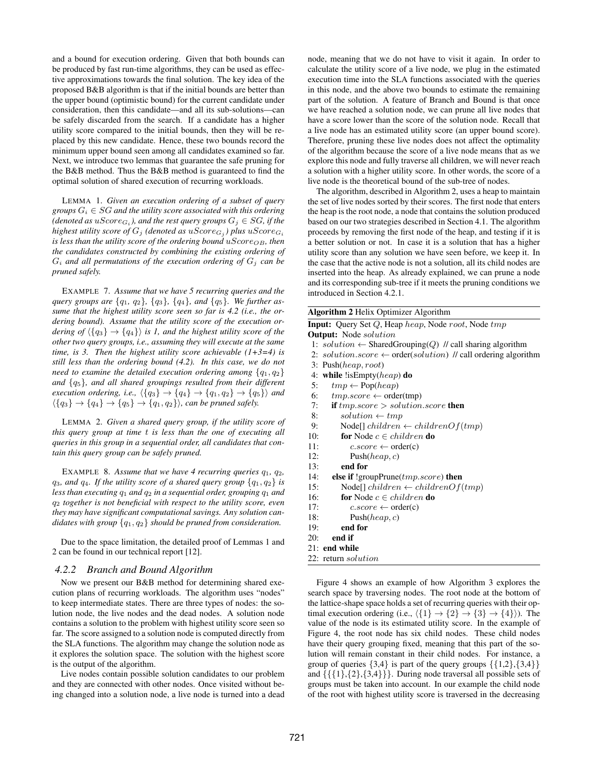and a bound for execution ordering. Given that both bounds can be produced by fast run-time algorithms, they can be used as effective approximations towards the final solution. The key idea of the proposed B&B algorithm is that if the initial bounds are better than the upper bound (optimistic bound) for the current candidate under consideration, then this candidate—and all its sub-solutions—can be safely discarded from the search. If a candidate has a higher utility score compared to the initial bounds, then they will be replaced by this new candidate. Hence, these two bounds record the minimum upper bound seen among all candidates examined so far. Next, we introduce two lemmas that guarantee the safe pruning for the B&B method. Thus the B&B method is guaranteed to find the optimal solution of shared execution of recurring workloads.

LEMMA 1. *Given an execution ordering of a subset of query groups $G_i \in SG$ and the utility score associated with this ordering (denoted as $uScore_{G_i}$), and the rest query groups $G_j \in SG$, if the highest utility score of $G_j$ (denoted as $uScore_{G_j}$) plus $uScore_{G_i}$ is less than the utility score of the ordering bound $uScore_{OB}$, then the candidates constructed by combining the existing ordering of $G_i$ and all permutations of the execution ordering of $G_j$ can be pruned safely.*

EXAMPLE 7. *Assume that we have 5 recurring queries and the query groups are $\{q_1, q_2\}$, $\{q_3\}$, $\{q_4\}$, and $\{q_5\}$. We further assume that the highest utility score seen so far is 4.2 (i.e., the ordering bound). Assume that the utility score of the execution ordering of $\langle\{q_3\} \rightarrow \{q_4\}\rangle$ is 1, and the highest utility score of the other two query groups, i.e., assuming they will execute at the same time, is 3. Then the highest utility score achievable (1+3=4) is still less than the ordering bound (4.2). In this case, we do not need to examine the detailed execution ordering among $\{q_1, q_2\}$ and $\{q_5\}$, and all shared groupings resulted from their different execution ordering, i.e., $\langle\{q_3\} \rightarrow \{q_4\} \rightarrow \{q_1, q_2\} \rightarrow \{q_5\}\rangle$ and $\langle\{q_3\} \rightarrow \{q_4\} \rightarrow \{q_5\} \rightarrow \{q_1, q_2\}\rangle$, can be pruned safely.*

LEMMA 2. *Given a shared query group, if the utility score of this query group at time $t$ is less than the one of executing all queries in this group in a sequential order, all candidates that contain this query group can be safely pruned.*

EXAMPLE 8. *Assume that we have 4 recurring queries $q_1$, $q_2$, $q_3$, and $q_4$. If the utility score of a shared query group $\{q_1, q_2\}$ is less than executing $q_1$ and $q_2$ in a sequential order, grouping $q_1$ and $q_2$ together is not beneficial with respect to the utility score, even they may have significant computational savings. Any solution candidates with group $\{q_1, q_2\}$ should be pruned from consideration.*

Due to the space limitation, the detailed proof of Lemmas 1 and 2 can be found in our technical report [12].

### 4.2.2 Branch and Bound Algorithm

Now we present our B&B method for determining shared execution plans of recurring workloads. The algorithm uses "nodes" to keep intermediate states. There are three types of nodes: the solution node, the live nodes and the dead nodes. A solution node contains a solution to the problem with highest utility score seen so far. The score assigned to a solution node is computed directly from the SLA functions. The algorithm may change the solution node as it explores the solution space. The solution with the highest score is the output of the algorithm.

Live nodes contain possible solution candidates to our problem and they are connected with other nodes. Once visited without being changed into a solution node, a live node is turned into a dead node, meaning that we do not have to visit it again. In order to calculate the utility score of a live node, we plug in the estimated execution time into the SLA functions associated with the queries in this node, and the above two bounds to estimate the remaining part of the solution. A feature of Branch and Bound is that once we have reached a solution node, we can prune all live nodes that have a score lower than the score of the solution node. Recall that a live node has an estimated utility score (an upper bound score). Therefore, pruning these live nodes does not affect the optimality of the algorithm because the score of a live node means that as we explore this node and fully traverse all children, we will never reach a solution with a higher utility score. In other words, the score of a live node is the theoretical bound of the sub-tree of nodes.

The algorithm, described in Algorithm 2, uses a heap to maintain the set of live nodes sorted by their scores. The first node that enters the heap is the root node, a node that contains the solution produced based on our two strategies described in Section 4.1. The algorithm proceeds by removing the first node of the heap, and testing if it is a better solution or not. In case it is a solution that has a higher utility score than any solution we have seen before, we keep it. In the case that the active node is not a solution, all its child nodes are inserted into the heap. As already explained, we can prune a node and its corresponding sub-tree if it meets the pruning conditions we introduced in Section 4.2.1.

**Algorithm 2** Helix Optimizer Algorithm

**Input:** Query Set $Q$, Heap $heap$, Node $root$, Node $tmp$
**Output:** Node $solution$

```
 1: solution ← SharedGrouping(Q)  // call sharing algorithm
 2: solution.score ← order(solution)  // call ordering algorithm
 3: Push(heap, root)
 4: while !isEmpty(heap) do
 5:     tmp ← Pop(heap)
 6:     tmp.score ← order(tmp)
 7:     if tmp.score > solution.score then
 8:         solution ← tmp
 9:         Node[] children ← childrenOf(tmp)
10:         for Node c ∈ children do
11:             c.score ← order(c)
12:             Push(heap, c)
13:         end for
14:     else if !groupPrune(tmp.score) then
15:         Node[] children ← childrenOf(tmp)
16:         for Node c ∈ children do
17:             c.score ← order(c)
18:             Push(heap, c)
19:         end for
20:     end if
21: end while
22: return solution
```

Figure 4 shows an example of how Algorithm 3 explores the search space by traversing nodes. The root node at the bottom of the lattice-shape space holds a set of recurring queries with their optimal execution ordering (i.e., $\langle\{1\} \rightarrow \{2\} \rightarrow \{3\} \rightarrow \{4\}\rangle$). The value of the node is its estimated utility score. In the example of Figure 4, the root node has six child nodes. These child nodes have their query grouping fixed, meaning that this part of the solution will remain constant in their child nodes. For instance, a group of queries {3,4} is part of the query groups {{1,2},{3,4}} and {{{1},{2},{3,4}}}. During node traversal all possible sets of groups must be taken into account. In our example the child node of the root with highest utility score is traversed in the decreasing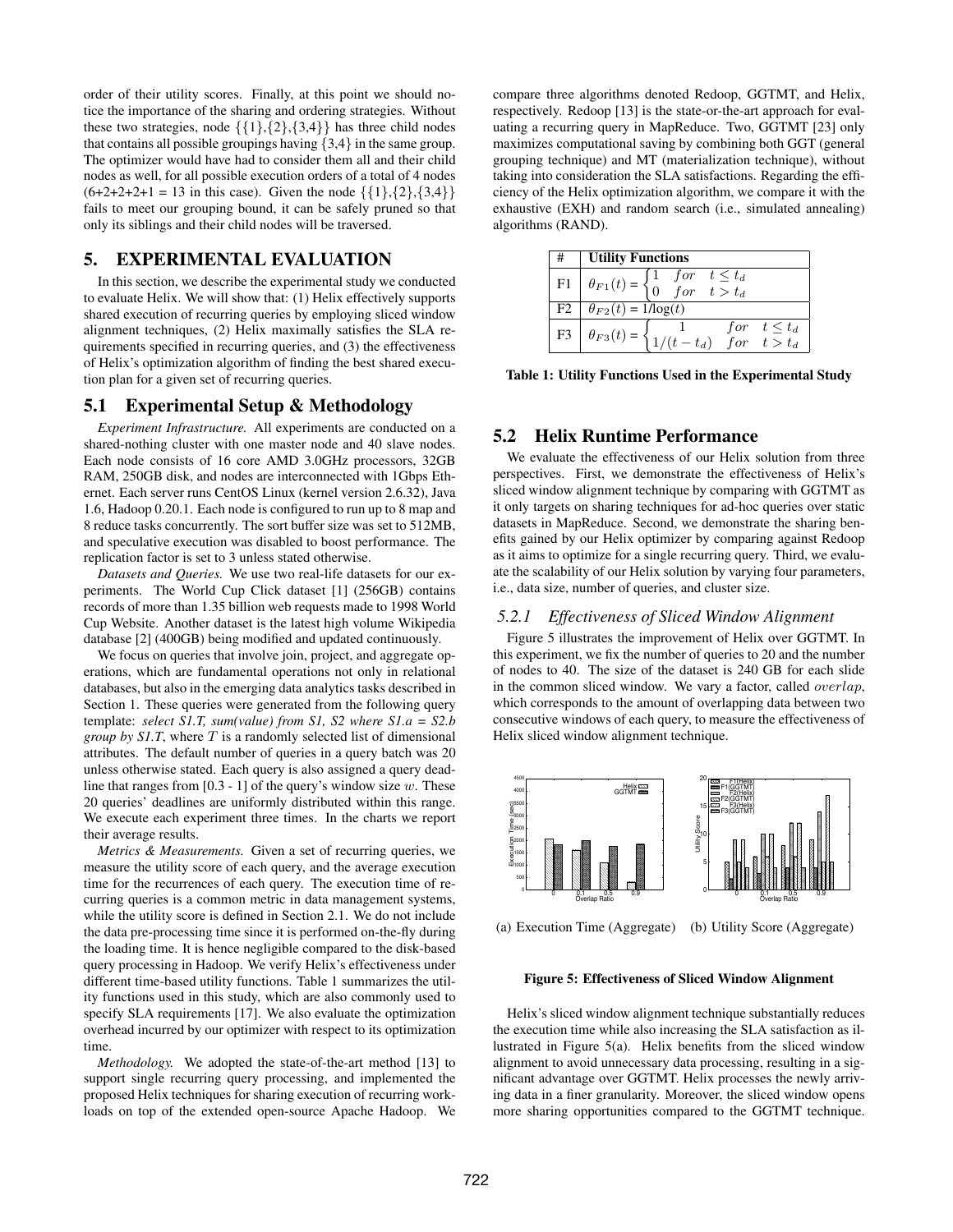order of their utility scores. Finally, at this point we should notice the importance of the sharing and ordering strategies. Without these two strategies, node {{1},{2},{3,4}} has three child nodes that contains all possible groupings having {3,4} in the same group. The optimizer would have had to consider them all and their child nodes as well, for all possible execution orders of a total of 4 nodes (6+2+2+2+1 = 13 in this case). Given the node {{1},{2},{3,4}} fails to meet our grouping bound, it can be safely pruned so that only its siblings and their child nodes will be traversed.

## 5. EXPERIMENTAL EVALUATION

In this section, we describe the experimental study we conducted to evaluate Helix. We will show that: (1) Helix effectively supports shared execution of recurring queries by employing sliced window alignment techniques, (2) Helix maximally satisfies the SLA requirements specified in recurring queries, and (3) the effectiveness of Helix's optimization algorithm of finding the best shared execution plan for a given set of recurring queries.

### 5.1 Experimental Setup & Methodology

*Experiment Infrastructure.* All experiments are conducted on a shared-nothing cluster with one master node and 40 slave nodes. Each node consists of 16 core AMD 3.0GHz processors, 32GB RAM, 250GB disk, and nodes are interconnected with 1Gbps Ethernet. Each server runs CentOS Linux (kernel version 2.6.32), Java 1.6, Hadoop 0.20.1. Each node is configured to run up to 8 map and 8 reduce tasks concurrently. The sort buffer size was set to 512MB, and speculative execution was disabled to boost performance. The replication factor is set to 3 unless stated otherwise.

*Datasets and Queries.* We use two real-life datasets for our experiments. The World Cup Click dataset [1] (256GB) contains records of more than 1.35 billion web requests made to 1998 World Cup Website. Another dataset is the latest high volume Wikipedia database [2] (400GB) being modified and updated continuously.

We focus on queries that involve join, project, and aggregate operations, which are fundamental operations not only in relational databases, but also in the emerging data analytics tasks described in Section 1. These queries were generated from the following query template: *select S1.T, sum(value) from S1, S2 where S1.a = S2.b group by S1.T*, where $T$ is a randomly selected list of dimensional attributes. The default number of queries in a query batch was 20 unless otherwise stated. Each query is also assigned a query deadline that ranges from [0.3 - 1] of the query's window size $w$. These 20 queries' deadlines are uniformly distributed within this range. We execute each experiment three times. In the charts we report their average results.

*Metrics & Measurements.* Given a set of recurring queries, we measure the utility score of each query, and the average execution time for the recurrences of each query. The execution time of recurring queries is a common metric in data management systems, while the utility score is defined in Section 2.1. We do not include the data pre-processing time since it is performed on-the-fly during the loading time. It is hence negligible compared to the disk-based query processing in Hadoop. We verify Helix's effectiveness under different time-based utility functions. Table 1 summarizes the utility functions used in this study, which are also commonly used to specify SLA requirements [17]. We also evaluate the optimization overhead incurred by our optimizer with respect to its optimization time.

*Methodology.* We adopted the state-of-the-art method [13] to support single recurring query processing, and implemented the proposed Helix techniques for sharing execution of recurring workloads on top of the extended open-source Apache Hadoop. We compare three algorithms denoted Redoop, GGTMT, and Helix, respectively. Redoop [13] is the state-or-the-art approach for evaluating a recurring query in MapReduce. Two, GGTMT [23] only maximizes computational saving by combining both GGT (general grouping technique) and MT (materialization technique), without taking into consideration the SLA satisfactions. Regarding the efficiency of the Helix optimization algorithm, we compare it with the exhaustive (EXH) and random search (i.e., simulated annealing) algorithms (RAND).

| # | Utility Functions |
|---|---|
| F1 | $\theta_{F1}(t) = \begin{cases} 1 & for \quad t \le t_d \\ 0 & for \quad t > t_d \end{cases}$ |
| F2 | $\theta_{F2}(t)$ = 1/log($t$) |
| F3 | $\theta_{F3}(t) = \begin{cases} 1 & for \quad t \le t_d \\ 1/(t - t_d) & for \quad t > t_d \end{cases}$ |

**Table 1: Utility Functions Used in the Experimental Study**

### 5.2 Helix Runtime Performance

We evaluate the effectiveness of our Helix solution from three perspectives. First, we demonstrate the effectiveness of Helix's sliced window alignment technique by comparing with GGTMT as it only targets on sharing techniques for ad-hoc queries over static datasets in MapReduce. Second, we demonstrate the sharing benefits gained by our Helix optimizer by comparing against Redoop as it aims to optimize for a single recurring query. Third, we evaluate the scalability of our Helix solution by varying four parameters, i.e., data size, number of queries, and cluster size.

#### 5.2.1 *Effectiveness of Sliced Window Alignment*

Figure 5 illustrates the improvement of Helix over GGTMT. In this experiment, we fix the number of queries to 20 and the number of nodes to 40. The size of the dataset is 240 GB for each slide in the common sliced window. We vary a factor, called $overlap$, which corresponds to the amount of overlapping data between two consecutive windows of each query, to measure the effectiveness of Helix sliced window alignment technique.

(a) Execution Time (Aggregate) (b) Utility Score (Aggregate)

**Figure 5: Effectiveness of Sliced Window Alignment**

Helix's sliced window alignment technique substantially reduces the execution time while also increasing the SLA satisfaction as illustrated in Figure 5(a). Helix benefits from the sliced window alignment to avoid unnecessary data processing, resulting in a significant advantage over GGTMT. Helix processes the newly arriving data in a finer granularity. Moreover, the sliced window opens more sharing opportunities compared to the GGTMT technique.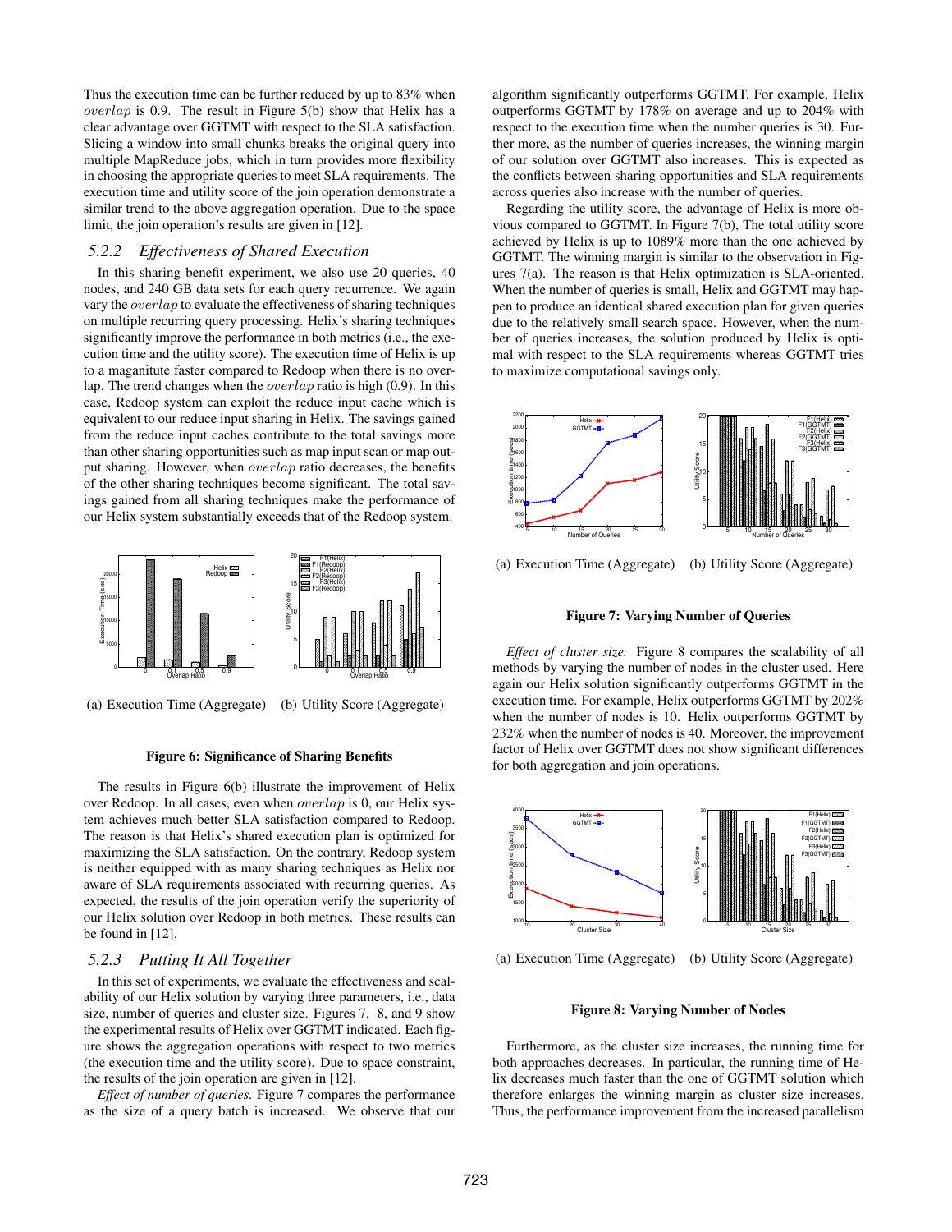Thus the execution time can be further reduced by up to 83% when $overlap$ is 0.9. The result in Figure 5(b) show that Helix has a clear advantage over GGTMT with respect to the SLA satisfaction. Slicing a window into small chunks breaks the original query into multiple MapReduce jobs, which in turn provides more flexibility in choosing the appropriate queries to meet SLA requirements. The execution time and utility score of the join operation demonstrate a similar trend to the above aggregation operation. Due to the space limit, the join operation's results are given in [12].

### 5.2.2 *Effectiveness of Shared Execution*

In this sharing benefit experiment, we also use 20 queries, 40 nodes, and 240 GB data sets for each query recurrence. We again vary the $overlap$ to evaluate the effectiveness of sharing techniques on multiple recurring query processing. Helix's sharing techniques significantly improve the performance in both metrics (i.e., the execution time and the utility score). The execution time of Helix is up to a maganitute faster compared to Redoop when there is no overlap. The trend changes when the $overlap$ ratio is high (0.9). In this case, Redoop system can exploit the reduce input cache which is equivalent to our reduce input sharing in Helix. The savings gained from the reduce input caches contribute to the total savings more than other sharing opportunities such as map input scan or map output sharing. However, when $overlap$ ratio decreases, the benefits of the other sharing techniques become significant. The total savings gained from all sharing techniques make the performance of our Helix system substantially exceeds that of the Redoop system.

(a) Execution Time (Aggregate) (b) Utility Score (Aggregate)

**Figure 6: Significance of Sharing Benefits**

The results in Figure 6(b) illustrate the improvement of Helix over Redoop. In all cases, even when $overlap$ is 0, our Helix system achieves much better SLA satisfaction compared to Redoop. The reason is that Helix's shared execution plan is optimized for maximizing the SLA satisfaction. On the contrary, Redoop system is neither equipped with as many sharing techniques as Helix nor aware of SLA requirements associated with recurring queries. As expected, the results of the join operation verify the superiority of our Helix solution over Redoop in both metrics. These results can be found in [12].

### 5.2.3 *Putting It All Together*

In this set of experiments, we evaluate the effectiveness and scalability of our Helix solution by varying three parameters, i.e., data size, number of queries and cluster size. Figures 7, 8, and 9 show the experimental results of Helix over GGTMT indicated. Each figure shows the aggregation operations with respect to two metrics (the execution time and the utility score). Due to space constraint, the results of the join operation are given in [12].

*Effect of number of queries.* Figure 7 compares the performance as the size of a query batch is increased. We observe that our algorithm significantly outperforms GGTMT. For example, Helix outperforms GGTMT by 178% on average and up to 204% with respect to the execution time when the number queries is 30. Furthermore, as the number of queries increases, the winning margin of our solution over GGTMT also increases. This is expected as the conflicts between sharing opportunities and SLA requirements across queries also increase with the number of queries.

Regarding the utility score, the advantage of Helix is more obvious compared to GGTMT. In Figure 7(b), The total utility score achieved by Helix is up to 1089% more than the one achieved by GGTMT. The winning margin is similar to the observation in Figures 7(a). The reason is that Helix optimization is SLA-oriented. When the number of queries is small, Helix and GGTMT may happen to produce an identical shared execution plan for given queries due to the relatively small search space. However, when the number of queries increases, the solution produced by Helix is optimal with respect to the SLA requirements whereas GGTMT tries to maximize computational savings only.

(a) Execution Time (Aggregate) (b) Utility Score (Aggregate)

**Figure 7: Varying Number of Queries**

*Effect of cluster size.* Figure 8 compares the scalability of all methods by varying the number of nodes in the cluster used. Here again our Helix solution significantly outperforms GGTMT in the execution time. For example, Helix outperforms GGTMT by 202% when the number of nodes is 10. Helix outperforms GGTMT by 232% when the number of nodes is 40. Moreover, the improvement factor of Helix over GGTMT does not show significant differences for both aggregation and join operations.

(a) Execution Time (Aggregate) (b) Utility Score (Aggregate)

**Figure 8: Varying Number of Nodes**

Furthermore, as the cluster size increases, the running time for both approaches decreases. In particular, the running time of Helix decreases much faster than the one of GGTMT solution which therefore enlarges the winning margin as cluster size increases. Thus, the performance improvement from the increased parallelism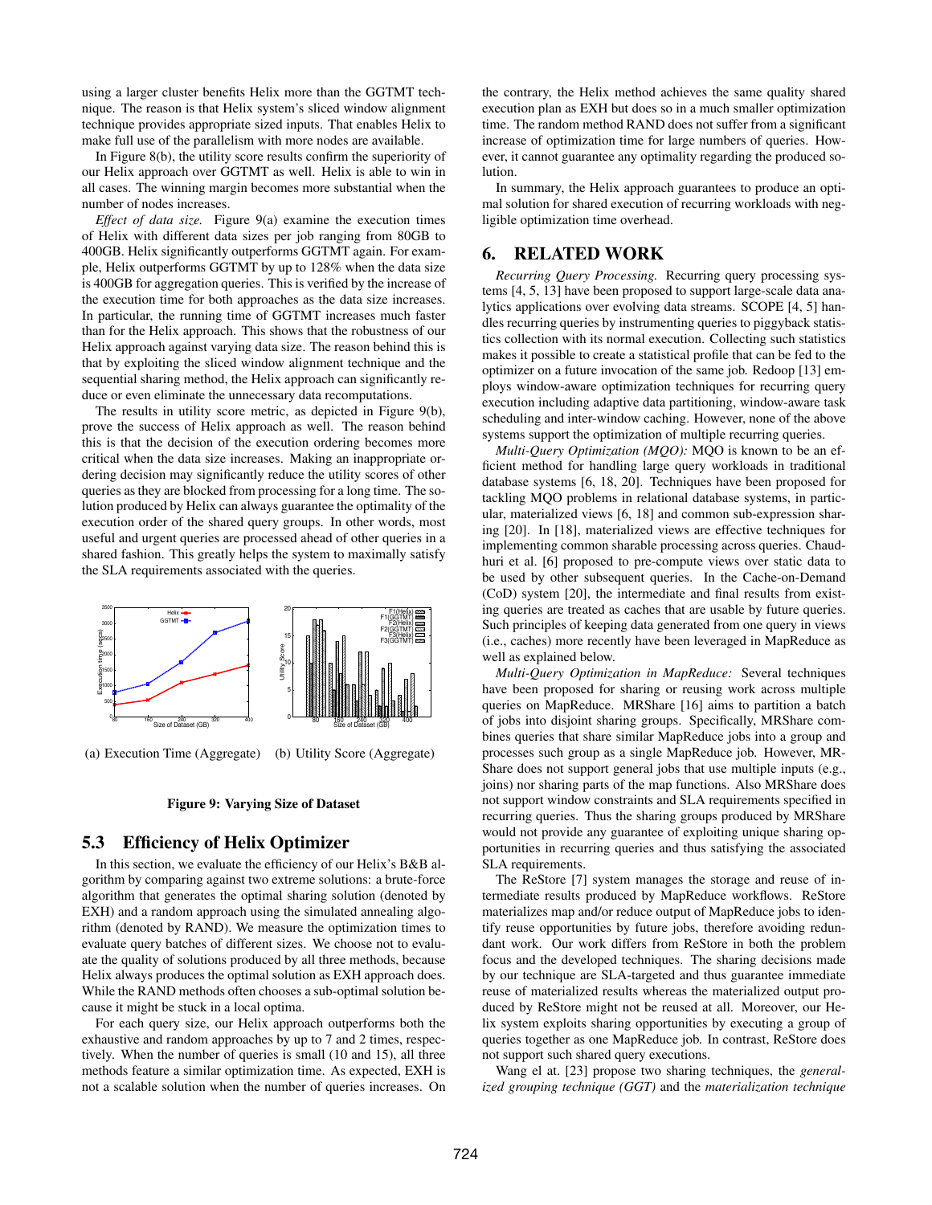using a larger cluster benefits Helix more than the GGTMT technique. The reason is that Helix system's sliced window alignment technique provides appropriate sized inputs. That enables Helix to make full use of the parallelism with more nodes are available.

In Figure 8(b), the utility score results confirm the superiority of our Helix approach over GGTMT as well. Helix is able to win in all cases. The winning margin becomes more substantial when the number of nodes increases.

*Effect of data size.* Figure 9(a) examine the execution times of Helix with different data sizes per job ranging from 80GB to 400GB. Helix significantly outperforms GGTMT again. For example, Helix outperforms GGTMT by up to 128% when the data size is 400GB for aggregation queries. This is verified by the increase of the execution time for both approaches as the data size increases. In particular, the running time of GGTMT increases much faster than for the Helix approach. This shows that the robustness of our Helix approach against varying data size. The reason behind this is that by exploiting the sliced window alignment technique and the sequential sharing method, the Helix approach can significantly reduce or even eliminate the unnecessary data recomputations.

The results in utility score metric, as depicted in Figure 9(b), prove the success of Helix approach as well. The reason behind this is that the decision of the execution ordering becomes more critical when the data size increases. Making an inappropriate ordering decision may significantly reduce the utility scores of other queries as they are blocked from processing for a long time. The solution produced by Helix can always guarantee the optimality of the execution order of the shared query groups. In other words, most useful and urgent queries are processed ahead of other queries in a shared fashion. This greatly helps the system to maximally satisfy the SLA requirements associated with the queries.

(a) Execution Time (Aggregate) (b) Utility Score (Aggregate)

**Figure 9: Varying Size of Dataset**

## 5.3 Efficiency of Helix Optimizer

In this section, we evaluate the efficiency of our Helix's B&B algorithm by comparing against two extreme solutions: a brute-force algorithm that generates the optimal sharing solution (denoted by EXH) and a random approach using the simulated annealing algorithm (denoted by RAND). We measure the optimization times to evaluate query batches of different sizes. We choose not to evaluate the quality of solutions produced by all three methods, because Helix always produces the optimal solution as EXH approach does. While the RAND methods often chooses a sub-optimal solution because it might be stuck in a local optima.

For each query size, our Helix approach outperforms both the exhaustive and random approaches by up to 7 and 2 times, respectively. When the number of queries is small (10 and 15), all three methods feature a similar optimization time. As expected, EXH is not a scalable solution when the number of queries increases. On the contrary, the Helix method achieves the same quality shared execution plan as EXH but does so in a much smaller optimization time. The random method RAND does not suffer from a significant increase of optimization time for large numbers of queries. However, it cannot guarantee any optimality regarding the produced solution.

In summary, the Helix approach guarantees to produce an optimal solution for shared execution of recurring workloads with negligible optimization time overhead.

# 6. RELATED WORK

*Recurring Query Processing.* Recurring query processing systems [4, 5, 13] have been proposed to support large-scale data analytics applications over evolving data streams. SCOPE [4, 5] handles recurring queries by instrumenting queries to piggyback statistics collection with its normal execution. Collecting such statistics makes it possible to create a statistical profile that can be fed to the optimizer on a future invocation of the same job. Redoop [13] employs window-aware optimization techniques for recurring query execution including adaptive data partitioning, window-aware task scheduling and inter-window caching. However, none of the above systems support the optimization of multiple recurring queries.

*Multi-Query Optimization (MQO):* MQO is known to be an efficient method for handling large query workloads in traditional database systems [6, 18, 20]. Techniques have been proposed for tackling MQO problems in relational database systems, in particular, materialized views [6, 18] and common sub-expression sharing [20]. In [18], materialized views are effective techniques for implementing common sharable processing across queries. Chaudhuri et al. [6] proposed to pre-compute views over static data to be used by other subsequent queries. In the Cache-on-Demand (CoD) system [20], the intermediate and final results from existing queries are treated as caches that are usable by future queries. Such principles of keeping data generated from one query in views (i.e., caches) more recently have been leveraged in MapReduce as well as explained below.

*Multi-Query Optimization in MapReduce:* Several techniques have been proposed for sharing or reusing work across multiple queries on MapReduce. MRShare [16] aims to partition a batch of jobs into disjoint sharing groups. Specifically, MRShare combines queries that share similar MapReduce jobs into a group and processes such group as a single MapReduce job. However, MRShare does not support general jobs that use multiple inputs (e.g., joins) nor sharing parts of the map functions. Also MRShare does not support window constraints and SLA requirements specified in recurring queries. Thus the sharing groups produced by MRShare would not provide any guarantee of exploiting unique sharing opportunities in recurring queries and thus satisfying the associated SLA requirements.

The ReStore [7] system manages the storage and reuse of intermediate results produced by MapReduce workflows. ReStore materializes map and/or reduce output of MapReduce jobs to identify reuse opportunities by future jobs, therefore avoiding redundant work. Our work differs from ReStore in both the problem focus and the developed techniques. The sharing decisions made by our technique are SLA-targeted and thus guarantee immediate reuse of materialized results whereas the materialized output produced by ReStore might not be reused at all. Moreover, our Helix system exploits sharing opportunities by executing a group of queries together as one MapReduce job. In contrast, ReStore does not support such shared query executions.

Wang el at. [23] propose two sharing techniques, the *generalized grouping technique (GGT)* and the *materialization technique*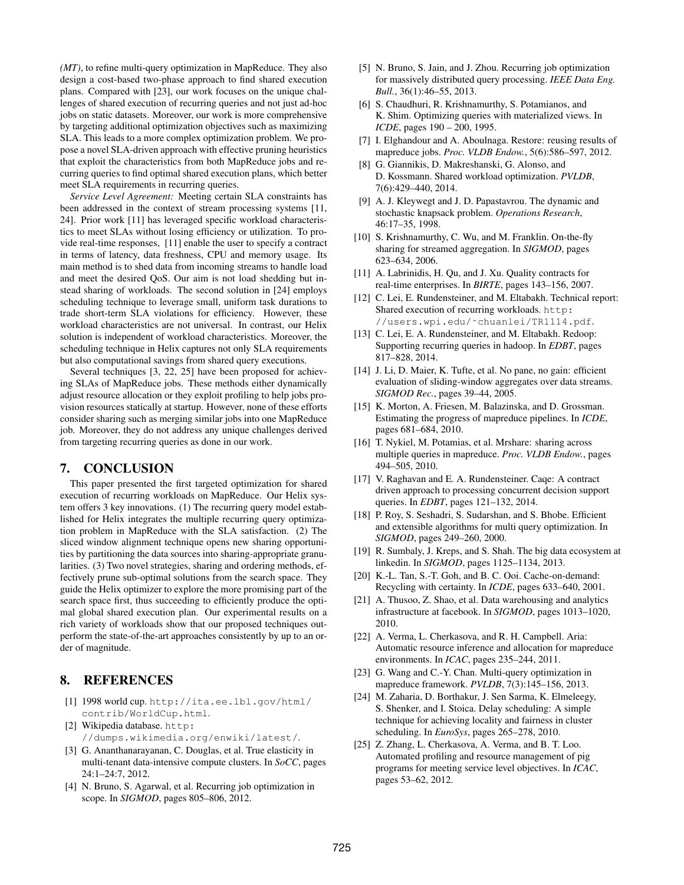*(MT)*, to refine multi-query optimization in MapReduce. They also design a cost-based two-phase approach to find shared execution plans. Compared with [23], our work focuses on the unique challenges of shared execution of recurring queries and not just ad-hoc jobs on static datasets. Moreover, our work is more comprehensive by targeting additional optimization objectives such as maximizing SLA. This leads to a more complex optimization problem. We propose a novel SLA-driven approach with effective pruning heuristics that exploit the characteristics from both MapReduce jobs and recurring queries to find optimal shared execution plans, which better meet SLA requirements in recurring queries.

*Service Level Agreement:* Meeting certain SLA constraints has been addressed in the context of stream processing systems [11, 24]. Prior work [11] has leveraged specific workload characteristics to meet SLAs without losing efficiency or utilization. To provide real-time responses, [11] enable the user to specify a contract in terms of latency, data freshness, CPU and memory usage. Its main method is to shed data from incoming streams to handle load and meet the desired QoS. Our aim is not load shedding but instead sharing of workloads. The second solution in [24] employs scheduling technique to leverage small, uniform task durations to trade short-term SLA violations for efficiency. However, these workload characteristics are not universal. In contrast, our Helix solution is independent of workload characteristics. Moreover, the scheduling technique in Helix captures not only SLA requirements but also computational savings from shared query executions.

Several techniques [3, 22, 25] have been proposed for achieving SLAs of MapReduce jobs. These methods either dynamically adjust resource allocation or they exploit profiling to help jobs provision resources statically at startup. However, none of these efforts consider sharing such as merging similar jobs into one MapReduce job. Moreover, they do not address any unique challenges derived from targeting recurring queries as done in our work.

## 7. CONCLUSION

This paper presented the first targeted optimization for shared execution of recurring workloads on MapReduce. Our Helix system offers 3 key innovations. (1) The recurring query model established for Helix integrates the multiple recurring query optimization problem in MapReduce with the SLA satisfaction. (2) The sliced window alignment technique opens new sharing opportunities by partitioning the data sources into sharing-appropriate granularities. (3) Two novel strategies, sharing and ordering methods, effectively prune sub-optimal solutions from the search space. They guide the Helix optimizer to explore the more promising part of the search space first, thus succeeding to efficiently produce the optimal global shared execution plan. Our experimental results on a rich variety of workloads show that our proposed techniques outperform the state-of-the-art approaches consistently by up to an order of magnitude.

## 8. REFERENCES

[1] 1998 world cup. http://ita.ee.lbl.gov/html/contrib/WorldCup.html.

[2] Wikipedia database. http://dumps.wikimedia.org/enwiki/latest/.

[3] G. Ananthanarayanan, C. Douglas, et al. True elasticity in multi-tenant data-intensive compute clusters. In *SoCC*, pages 24:1–24:7, 2012.

[4] N. Bruno, S. Agarwal, et al. Recurring job optimization in scope. In *SIGMOD*, pages 805–806, 2012.

[5] N. Bruno, S. Jain, and J. Zhou. Recurring job optimization for massively distributed query processing. *IEEE Data Eng. Bull.*, 36(1):46–55, 2013.

[6] S. Chaudhuri, R. Krishnamurthy, S. Potamianos, and K. Shim. Optimizing queries with materialized views. In *ICDE*, pages 190 – 200, 1995.

[7] I. Elghandour and A. Aboulnaga. Restore: reusing results of mapreduce jobs. *Proc. VLDB Endow.*, 5(6):586–597, 2012.

[8] G. Giannikis, D. Makreshanski, G. Alonso, and D. Kossmann. Shared workload optimization. *PVLDB*, 7(6):429–440, 2014.

[9] A. J. Kleywegt and J. D. Papastavrou. The dynamic and stochastic knapsack problem. *Operations Research*, 46:17–35, 1998.

[10] S. Krishnamurthy, C. Wu, and M. Franklin. On-the-fly sharing for streamed aggregation. In *SIGMOD*, pages 623–634, 2006.

[11] A. Labrinidis, H. Qu, and J. Xu. Quality contracts for real-time enterprises. In *BIRTE*, pages 143–156, 2007.

[12] C. Lei, E. Rundensteiner, and M. Eltabakh. Technical report: Shared execution of recurring workloads. http://users.wpi.edu/~chuanlei/TR1114.pdf.

[13] C. Lei, E. A. Rundensteiner, and M. Eltabakh. Redoop: Supporting recurring queries in hadoop. In *EDBT*, pages 817–828, 2014.

[14] J. Li, D. Maier, K. Tufte, et al. No pane, no gain: efficient evaluation of sliding-window aggregates over data streams. *SIGMOD Rec.*, pages 39–44, 2005.

[15] K. Morton, A. Friesen, M. Balazinska, and D. Grossman. Estimating the progress of mapreduce pipelines. In *ICDE*, pages 681–684, 2010.

[16] T. Nykiel, M. Potamias, et al. Mrshare: sharing across multiple queries in mapreduce. *Proc. VLDB Endow.*, pages 494–505, 2010.

[17] V. Raghavan and E. A. Rundensteiner. Caqe: A contract driven approach to processing concurrent decision support queries. In *EDBT*, pages 121–132, 2014.

[18] P. Roy, S. Seshadri, S. Sudarshan, and S. Bhobe. Efficient and extensible algorithms for multi query optimization. In *SIGMOD*, pages 249–260, 2000.

[19] R. Sumbaly, J. Kreps, and S. Shah. The big data ecosystem at linkedin. In *SIGMOD*, pages 1125–1134, 2013.

[20] K.-L. Tan, S.-T. Goh, and B. C. Ooi. Cache-on-demand: Recycling with certainty. In *ICDE*, pages 633–640, 2001.

[21] A. Thusoo, Z. Shao, et al. Data warehousing and analytics infrastructure at facebook. In *SIGMOD*, pages 1013–1020, 2010.

[22] A. Verma, L. Cherkasova, and R. H. Campbell. Aria: Automatic resource inference and allocation for mapreduce environments. In *ICAC*, pages 235–244, 2011.

[23] G. Wang and C.-Y. Chan. Multi-query optimization in mapreduce framework. *PVLDB*, 7(3):145–156, 2013.

[24] M. Zaharia, D. Borthakur, J. Sen Sarma, K. Elmeleegy, S. Shenker, and I. Stoica. Delay scheduling: A simple technique for achieving locality and fairness in cluster scheduling. In *EuroSys*, pages 265–278, 2010.

[25] Z. Zhang, L. Cherkasova, A. Verma, and B. T. Loo. Automated profiling and resource management of pig programs for meeting service level objectives. In *ICAC*, pages 53–62, 2012.